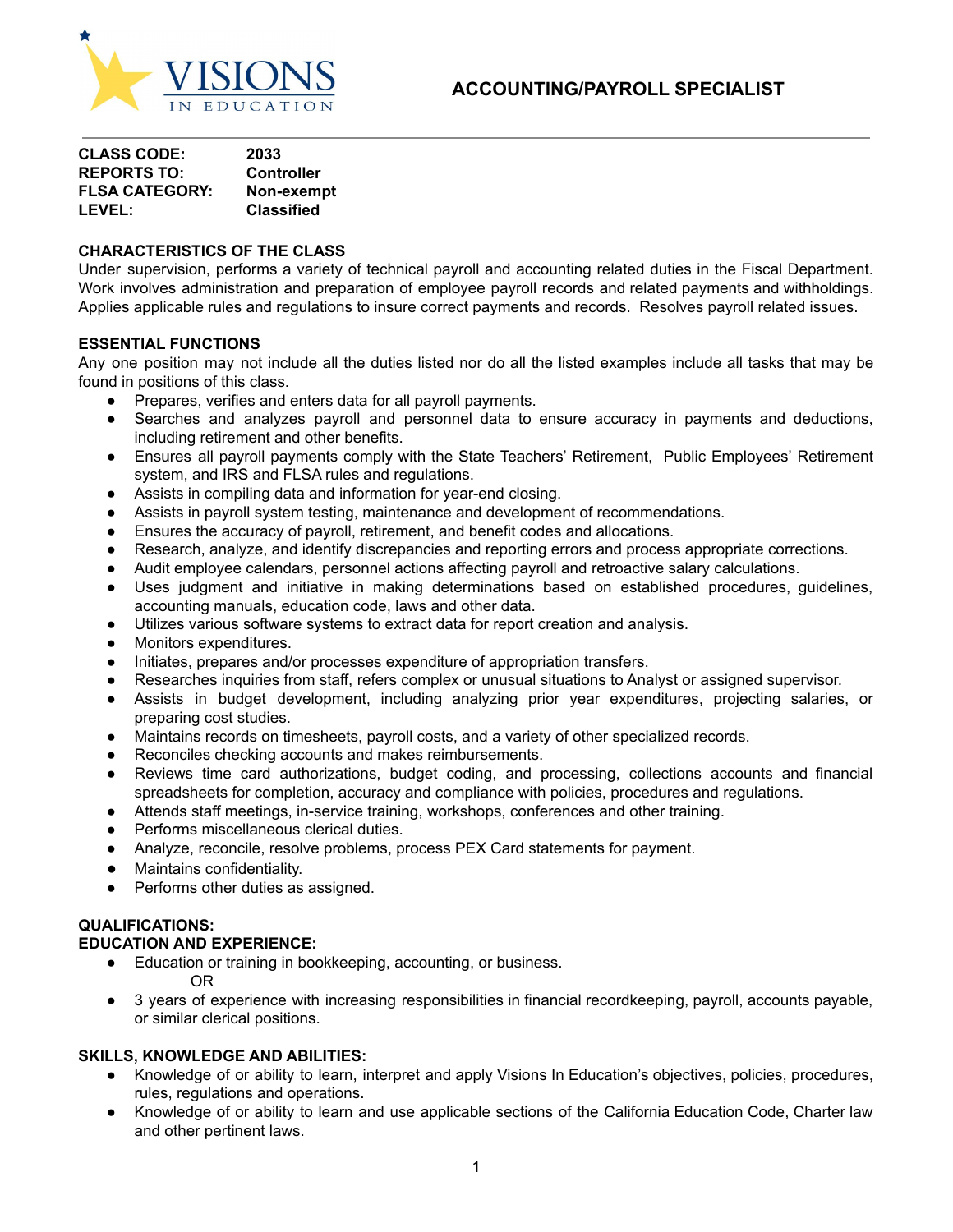# ACCOUNTING/PAYROLL SPECIALIST

**CLASS CODE:** 2033
**REPORTS TO:** Controller
**FLSA CATEGORY:** Non-exempt
**LEVEL:** Classified

## CHARACTERISTICS OF THE CLASS

Under supervision, performs a variety of technical payroll and accounting related duties in the Fiscal Department. Work involves administration and preparation of employee payroll records and related payments and withholdings. Applies applicable rules and regulations to insure correct payments and records. Resolves payroll related issues.

## ESSENTIAL FUNCTIONS

Any one position may not include all the duties listed nor do all the listed examples include all tasks that may be found in positions of this class.

- Prepares, verifies and enters data for all payroll payments.
- Searches and analyzes payroll and personnel data to ensure accuracy in payments and deductions, including retirement and other benefits.
- Ensures all payroll payments comply with the State Teachers' Retirement, Public Employees' Retirement system, and IRS and FLSA rules and regulations.
- Assists in compiling data and information for year-end closing.
- Assists in payroll system testing, maintenance and development of recommendations.
- Ensures the accuracy of payroll, retirement, and benefit codes and allocations.
- Research, analyze, and identify discrepancies and reporting errors and process appropriate corrections.
- Audit employee calendars, personnel actions affecting payroll and retroactive salary calculations.
- Uses judgment and initiative in making determinations based on established procedures, guidelines, accounting manuals, education code, laws and other data.
- Utilizes various software systems to extract data for report creation and analysis.
- Monitors expenditures.
- Initiates, prepares and/or processes expenditure of appropriation transfers.
- Researches inquiries from staff, refers complex or unusual situations to Analyst or assigned supervisor.
- Assists in budget development, including analyzing prior year expenditures, projecting salaries, or preparing cost studies.
- Maintains records on timesheets, payroll costs, and a variety of other specialized records.
- Reconciles checking accounts and makes reimbursements.
- Reviews time card authorizations, budget coding, and processing, collections accounts and financial spreadsheets for completion, accuracy and compliance with policies, procedures and regulations.
- Attends staff meetings, in-service training, workshops, conferences and other training.
- Performs miscellaneous clerical duties.
- Analyze, reconcile, resolve problems, process PEX Card statements for payment.
- Maintains confidentiality.
- Performs other duties as assigned.

## QUALIFICATIONS:

### EDUCATION AND EXPERIENCE:

- Education or training in bookkeeping, accounting, or business.

  OR

- 3 years of experience with increasing responsibilities in financial recordkeeping, payroll, accounts payable, or similar clerical positions.

### SKILLS, KNOWLEDGE AND ABILITIES:

- Knowledge of or ability to learn, interpret and apply Visions In Education's objectives, policies, procedures, rules, regulations and operations.
- Knowledge of or ability to learn and use applicable sections of the California Education Code, Charter law and other pertinent laws.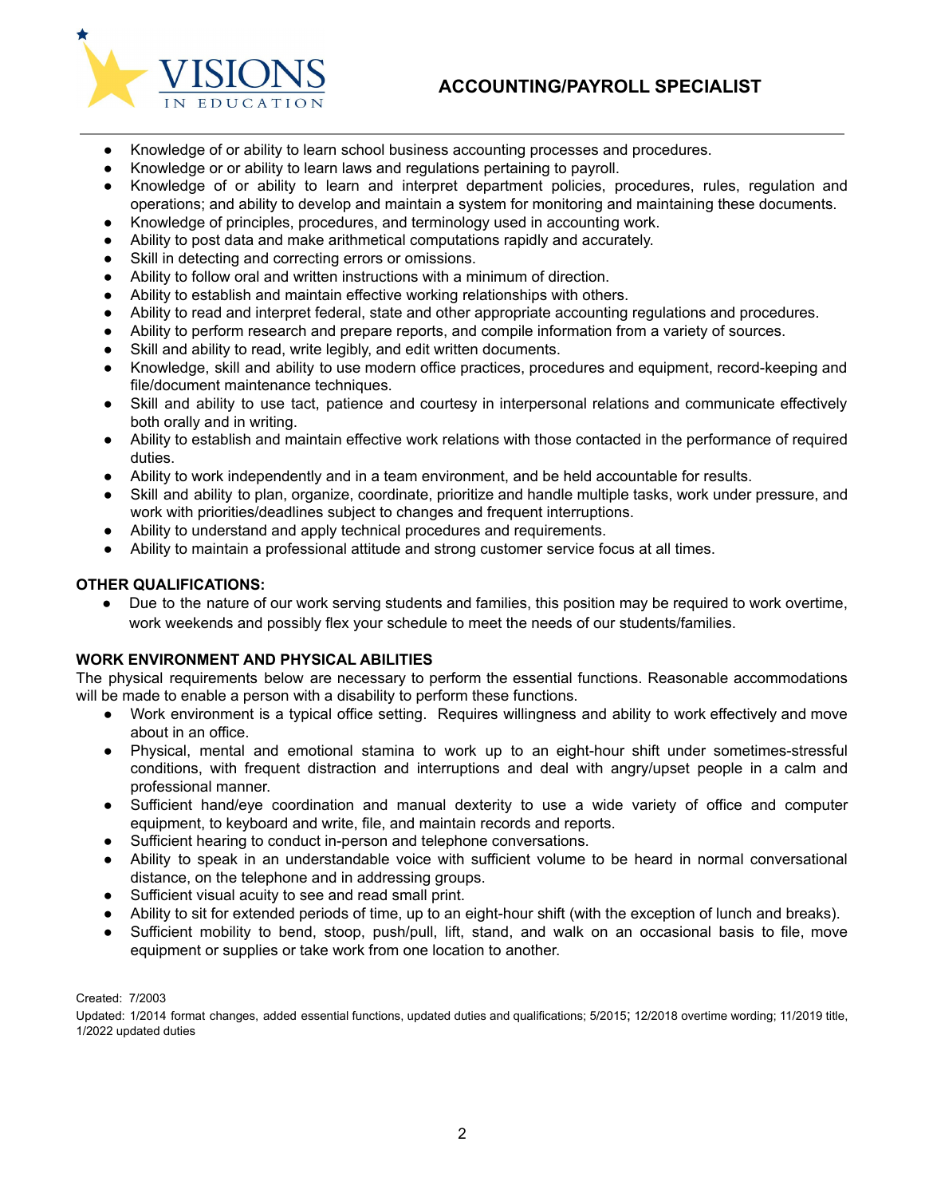- Knowledge of or ability to learn school business accounting processes and procedures.
- Knowledge or or ability to learn laws and regulations pertaining to payroll.
- Knowledge of or ability to learn and interpret department policies, procedures, rules, regulation and operations; and ability to develop and maintain a system for monitoring and maintaining these documents.
- Knowledge of principles, procedures, and terminology used in accounting work.
- Ability to post data and make arithmetical computations rapidly and accurately.
- Skill in detecting and correcting errors or omissions.
- Ability to follow oral and written instructions with a minimum of direction.
- Ability to establish and maintain effective working relationships with others.
- Ability to read and interpret federal, state and other appropriate accounting regulations and procedures.
- Ability to perform research and prepare reports, and compile information from a variety of sources.
- Skill and ability to read, write legibly, and edit written documents.
- Knowledge, skill and ability to use modern office practices, procedures and equipment, record-keeping and file/document maintenance techniques.
- Skill and ability to use tact, patience and courtesy in interpersonal relations and communicate effectively both orally and in writing.
- Ability to establish and maintain effective work relations with those contacted in the performance of required duties.
- Ability to work independently and in a team environment, and be held accountable for results.
- Skill and ability to plan, organize, coordinate, prioritize and handle multiple tasks, work under pressure, and work with priorities/deadlines subject to changes and frequent interruptions.
- Ability to understand and apply technical procedures and requirements.
- Ability to maintain a professional attitude and strong customer service focus at all times.

**OTHER QUALIFICATIONS:**

- Due to the nature of our work serving students and families, this position may be required to work overtime, work weekends and possibly flex your schedule to meet the needs of our students/families.

**WORK ENVIRONMENT AND PHYSICAL ABILITIES**

The physical requirements below are necessary to perform the essential functions. Reasonable accommodations will be made to enable a person with a disability to perform these functions.

- Work environment is a typical office setting. Requires willingness and ability to work effectively and move about in an office.
- Physical, mental and emotional stamina to work up to an eight-hour shift under sometimes-stressful conditions, with frequent distraction and interruptions and deal with angry/upset people in a calm and professional manner.
- Sufficient hand/eye coordination and manual dexterity to use a wide variety of office and computer equipment, to keyboard and write, file, and maintain records and reports.
- Sufficient hearing to conduct in-person and telephone conversations.
- Ability to speak in an understandable voice with sufficient volume to be heard in normal conversational distance, on the telephone and in addressing groups.
- Sufficient visual acuity to see and read small print.
- Ability to sit for extended periods of time, up to an eight-hour shift (with the exception of lunch and breaks).
- Sufficient mobility to bend, stoop, push/pull, lift, stand, and walk on an occasional basis to file, move equipment or supplies or take work from one location to another.

Created: 7/2003

Updated: 1/2014 format changes, added essential functions, updated duties and qualifications; 5/2015; 12/2018 overtime wording; 11/2019 title, 1/2022 updated duties